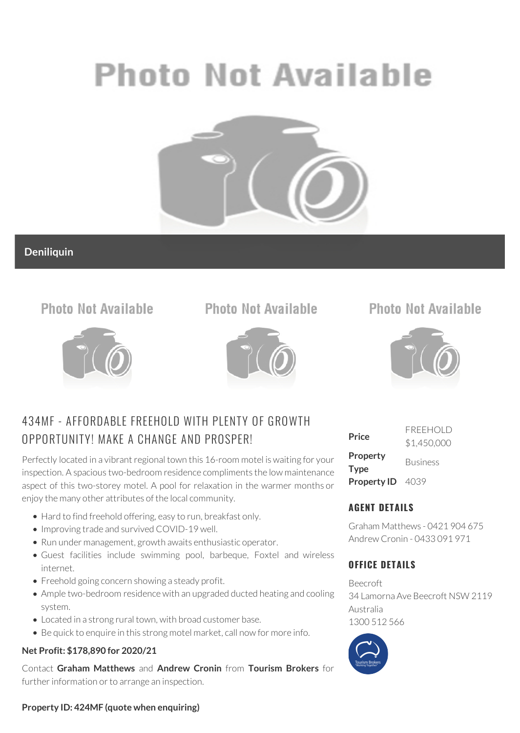Deniliquin

# 434MF - AFFORDABLE FREEHOLD WITH PLENTY OF GROWTH OPPORTUNITY! MAKE A CHANGE AND PROSPER!

Perfectly located in a vibrant regional town this 16-room motel is waiting for your inspection. A spacious two-bedroom residence compliments the low maintenance aspect of this two-storey motel. A pool for relaxation in the warmer months or enjoy the many other attributes of the local community.

- Hard to find freehold offering, easy to run, breakfast only.
- Improving trade and survived COVID-19 well.
- Run under management, growth awaits enthusiastic operator.
- Guest facilities include swimming pool, barbeque, Foxtel and wireless internet.
- Freehold going concern showing a steady profit.
- Ample two-bedroom residence with an upgraded ducted heating and cooling system.
- Located in a strong rural town, with broad customer base.
- Be quick to enquire in this strong motel market, call now for more info.

**Net Profit: $178,890 for 2020/21**

Contact **Graham Matthews** and **Andrew Cronin** from **Tourism Brokers** for further information or to arrange an inspection.

**Property ID: 424MF (quote when enquiring)**

| | |
|---|---|
| **Price** | FREEHOLD $1,450,000 |
| **Property Type** | Business |
| **Property ID** | 4039 |

## AGENT DETAILS

Graham Matthews - 0421 904 675
Andrew Cronin - 0433 091 971

## OFFICE DETAILS

Beecroft
34 Lamorna Ave Beecroft NSW 2119
Australia
1300 512 566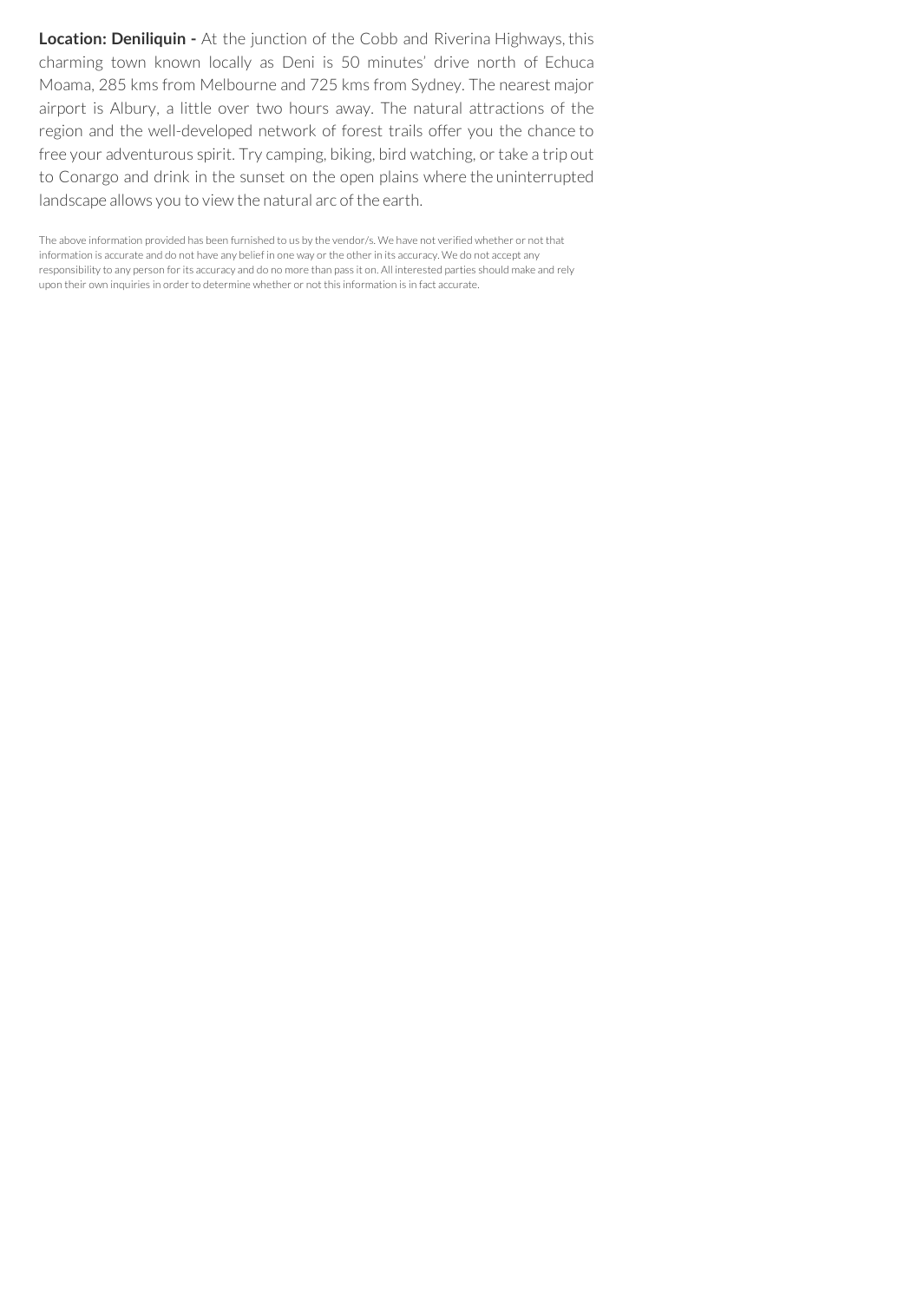**Location: Deniliquin -** At the junction of the Cobb and Riverina Highways, this charming town known locally as Deni is 50 minutes' drive north of Echuca Moama, 285 kms from Melbourne and 725 kms from Sydney. The nearest major airport is Albury, a little over two hours away. The natural attractions of the region and the well-developed network of forest trails offer you the chance to free your adventurous spirit. Try camping, biking, bird watching, or take a trip out to Conargo and drink in the sunset on the open plains where the uninterrupted landscape allows you to view the natural arc of the earth.

The above information provided has been furnished to us by the vendor/s. We have not verified whether or not that information is accurate and do not have any belief in one way or the other in its accuracy. We do not accept any responsibility to any person for its accuracy and do no more than pass it on. All interested parties should make and rely upon their own inquiries in order to determine whether or not this information is in fact accurate.